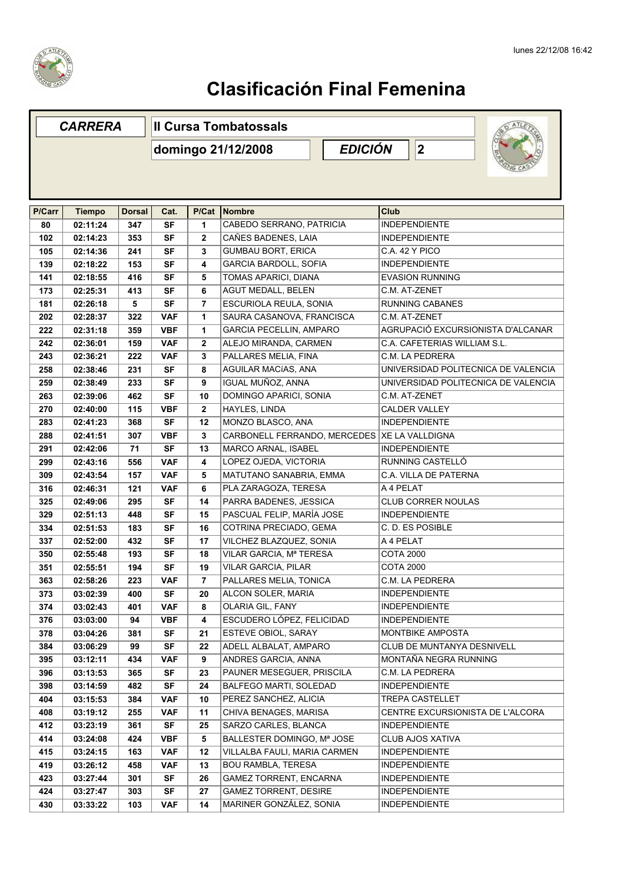# Clasificación Final Femenina

| CARRERA | II Cursa Tombatossals | | |
|---|---|---|---|
| | domingo 21/12/2008 | EDICIÓN | 2 |

| P/Carr | Tiempo | Dorsal | Cat. | P/Cat | Nombre | Club |
|---|---|---|---|---|---|---|
| 80 | 02:11:24 | 347 | SF | 1 | CABEDO SERRANO, PATRICIA | INDEPENDIENTE |
| 102 | 02:14:23 | 353 | SF | 2 | CAÑES BADENES, LAIA | INDEPENDIENTE |
| 105 | 02:14:36 | 241 | SF | 3 | GUMBAU BORT, ERICA | C.A. 42 Y PICO |
| 139 | 02:18:22 | 153 | SF | 4 | GARCIA BARDOLL, SOFIA | INDEPENDIENTE |
| 141 | 02:18:55 | 416 | SF | 5 | TOMAS APARICI, DIANA | EVASION RUNNING |
| 173 | 02:25:31 | 413 | SF | 6 | AGUT MEDALL, BELEN | C.M. AT-ZENET |
| 181 | 02:26:18 | 5 | SF | 7 | ESCURIOLA REULA, SONIA | RUNNING CABANES |
| 202 | 02:28:37 | 322 | VAF | 1 | SAURA CASANOVA, FRANCISCA | C.M. AT-ZENET |
| 222 | 02:31:18 | 359 | VBF | 1 | GARCIA PECELLIN, AMPARO | AGRUPACIÓ EXCURSIONISTA D'ALCANAR |
| 242 | 02:36:01 | 159 | VAF | 2 | ALEJO MIRANDA, CARMEN | C.A. CAFETERIAS WILLIAM S.L. |
| 243 | 02:36:21 | 222 | VAF | 3 | PALLARES MELIA, FINA | C.M. LA PEDRERA |
| 258 | 02:38:46 | 231 | SF | 8 | AGUILAR MACíAS, ANA | UNIVERSIDAD POLITECNICA DE VALENCIA |
| 259 | 02:38:49 | 233 | SF | 9 | IGUAL MUÑOZ, ANNA | UNIVERSIDAD POLITECNICA DE VALENCIA |
| 263 | 02:39:06 | 462 | SF | 10 | DOMINGO APARICI, SONIA | C.M. AT-ZENET |
| 270 | 02:40:00 | 115 | VBF | 2 | HAYLES, LINDA | CALDER VALLEY |
| 283 | 02:41:23 | 368 | SF | 12 | MONZO BLASCO, ANA | INDEPENDIENTE |
| 288 | 02:41:51 | 307 | VBF | 3 | CARBONELL FERRANDO, MERCEDES | XE LA VALLDIGNA |
| 291 | 02:42:06 | 71 | SF | 13 | MARCO ARNAL, ISABEL | INDEPENDIENTE |
| 299 | 02:43:16 | 556 | VAF | 4 | LOPEZ OJEDA, VICTORIA | RUNNING CASTELLÓ |
| 309 | 02:43:54 | 157 | VAF | 5 | MATUTANO SANABRIA, EMMA | C.A. VILLA DE PATERNA |
| 316 | 02:46:31 | 121 | VAF | 6 | PLA ZARAGOZA, TERESA | A 4 PELAT |
| 325 | 02:49:06 | 295 | SF | 14 | PARRA BADENES, JESSICA | CLUB CORRER NOULAS |
| 329 | 02:51:13 | 448 | SF | 15 | PASCUAL FELIP, MARÍA JOSE | INDEPENDIENTE |
| 334 | 02:51:53 | 183 | SF | 16 | COTRINA PRECIADO, GEMA | C. D. ES POSIBLE |
| 337 | 02:52:00 | 432 | SF | 17 | VILCHEZ BLAZQUEZ, SONIA | A 4 PELAT |
| 350 | 02:55:48 | 193 | SF | 18 | VILAR GARCIA, Mª TERESA | COTA 2000 |
| 351 | 02:55:51 | 194 | SF | 19 | VILAR GARCIA, PILAR | COTA 2000 |
| 363 | 02:58:26 | 223 | VAF | 7 | PALLARES MELIA, TONICA | C.M. LA PEDRERA |
| 373 | 03:02:39 | 400 | SF | 20 | ALCON SOLER, MARIA | INDEPENDIENTE |
| 374 | 03:02:43 | 401 | VAF | 8 | OLARIA GIL, FANY | INDEPENDIENTE |
| 376 | 03:03:00 | 94 | VBF | 4 | ESCUDERO LÓPEZ, FELICIDAD | INDEPENDIENTE |
| 378 | 03:04:26 | 381 | SF | 21 | ESTEVE OBIOL, SARAY | MONTBIKE AMPOSTA |
| 384 | 03:06:29 | 99 | SF | 22 | ADELL ALBALAT, AMPARO | CLUB DE MUNTANYA DESNIVELL |
| 395 | 03:12:11 | 434 | VAF | 9 | ANDRES GARCIA, ANNA | MONTAÑA NEGRA RUNNING |
| 396 | 03:13:53 | 365 | SF | 23 | PAUNER MESEGUER, PRISCILA | C.M. LA PEDRERA |
| 398 | 03:14:59 | 482 | SF | 24 | BALFEGO MARTI, SOLEDAD | INDEPENDIENTE |
| 404 | 03:15:53 | 384 | VAF | 10 | PEREZ SANCHEZ, ALICIA | TREPA CASTELLET |
| 408 | 03:19:12 | 255 | VAF | 11 | CHIVA BENAGES, MARISA | CENTRE EXCURSIONISTA DE L'ALCORA |
| 412 | 03:23:19 | 361 | SF | 25 | SARZO CARLES, BLANCA | INDEPENDIENTE |
| 414 | 03:24:08 | 424 | VBF | 5 | BALLESTER DOMINGO, Mª JOSE | CLUB AJOS XATIVA |
| 415 | 03:24:15 | 163 | VAF | 12 | VILLALBA FAULI, MARIA CARMEN | INDEPENDIENTE |
| 419 | 03:26:12 | 458 | VAF | 13 | BOU RAMBLA, TERESA | INDEPENDIENTE |
| 423 | 03:27:44 | 301 | SF | 26 | GAMEZ TORRENT, ENCARNA | INDEPENDIENTE |
| 424 | 03:27:47 | 303 | SF | 27 | GAMEZ TORRENT, DESIRE | INDEPENDIENTE |
| 430 | 03:33:22 | 103 | VAF | 14 | MARINER GONZÁLEZ, SONIA | INDEPENDIENTE |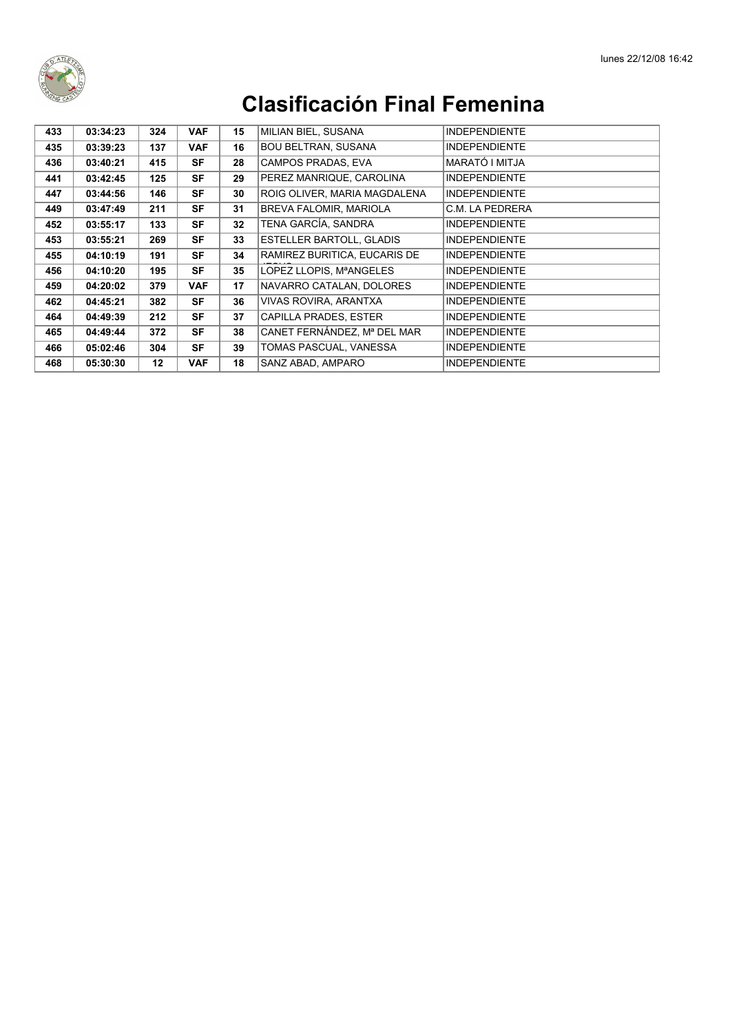# Clasificación Final Femenina

| | | | | | | |
|---|---|---|---|---|---|---|
| 433 | 03:34:23 | 324 | VAF | 15 | MILIAN BIEL, SUSANA | INDEPENDIENTE |
| 435 | 03:39:23 | 137 | VAF | 16 | BOU BELTRAN, SUSANA | INDEPENDIENTE |
| 436 | 03:40:21 | 415 | SF | 28 | CAMPOS PRADAS, EVA | MARATÓ I MITJA |
| 441 | 03:42:45 | 125 | SF | 29 | PEREZ MANRIQUE, CAROLINA | INDEPENDIENTE |
| 447 | 03:44:56 | 146 | SF | 30 | ROIG OLIVER, MARIA MAGDALENA | INDEPENDIENTE |
| 449 | 03:47:49 | 211 | SF | 31 | BREVA FALOMIR, MARIOLA | C.M. LA PEDRERA |
| 452 | 03:55:17 | 133 | SF | 32 | TENA GARCÍA, SANDRA | INDEPENDIENTE |
| 453 | 03:55:21 | 269 | SF | 33 | ESTELLER BARTOLL, GLADIS | INDEPENDIENTE |
| 455 | 04:10:19 | 191 | SF | 34 | RAMIREZ BURITICA, EUCARIS DE JESUS | INDEPENDIENTE |
| 456 | 04:10:20 | 195 | SF | 35 | LOPEZ LLOPIS, MªANGELES | INDEPENDIENTE |
| 459 | 04:20:02 | 379 | VAF | 17 | NAVARRO CATALAN, DOLORES | INDEPENDIENTE |
| 462 | 04:45:21 | 382 | SF | 36 | VIVAS ROVIRA, ARANTXA | INDEPENDIENTE |
| 464 | 04:49:39 | 212 | SF | 37 | CAPILLA PRADES, ESTER | INDEPENDIENTE |
| 465 | 04:49:44 | 372 | SF | 38 | CANET FERNÁNDEZ, Mª DEL MAR | INDEPENDIENTE |
| 466 | 05:02:46 | 304 | SF | 39 | TOMAS PASCUAL, VANESSA | INDEPENDIENTE |
| 468 | 05:30:30 | 12 | VAF | 18 | SANZ ABAD, AMPARO | INDEPENDIENTE |